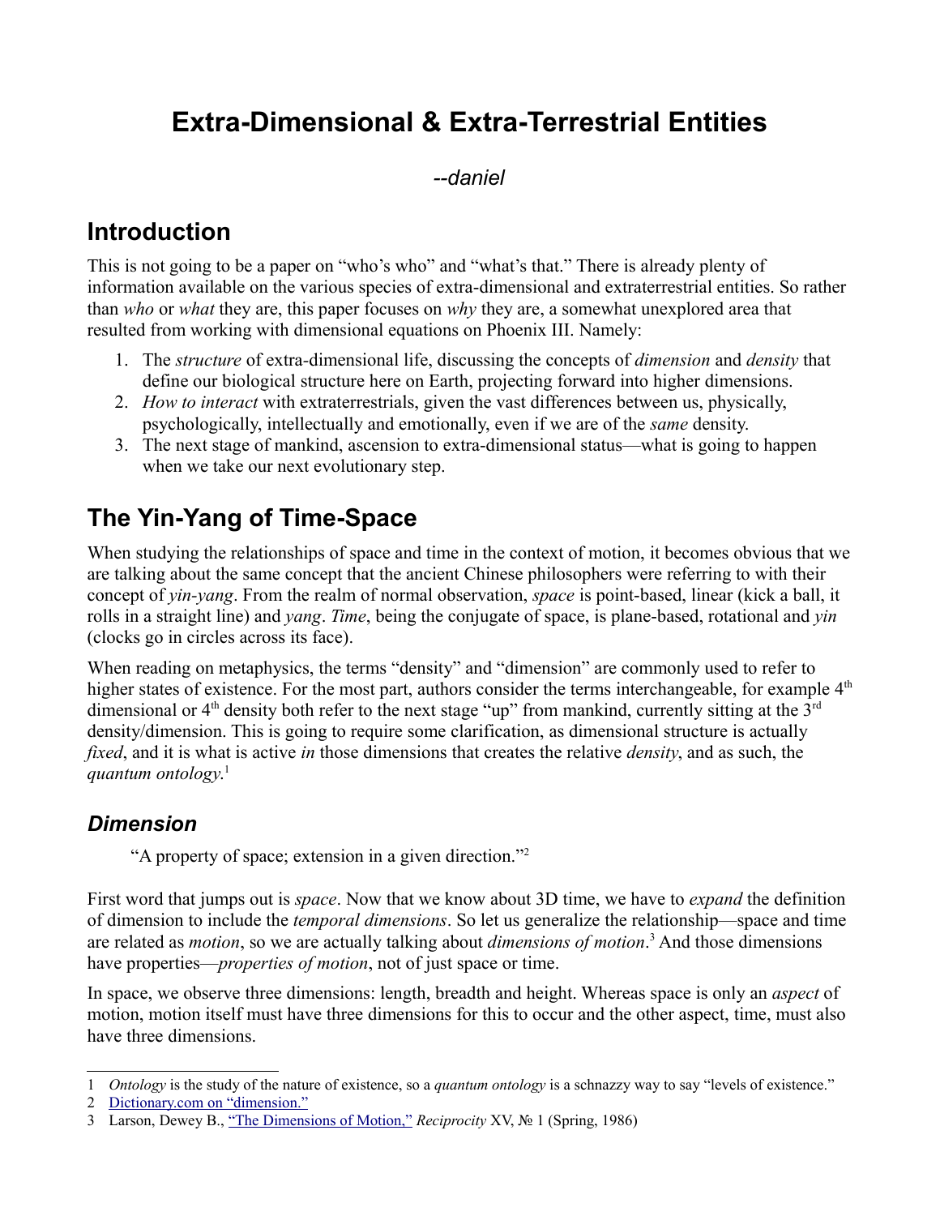# Extra-Dimensional & Extra-Terrestrial Entities

*--daniel*

## Introduction

This is not going to be a paper on "who's who" and "what's that." There is already plenty of information available on the various species of extra-dimensional and extraterrestrial entities. So rather than *who* or *what* they are, this paper focuses on *why* they are, a somewhat unexplored area that resulted from working with dimensional equations on Phoenix III. Namely:

1. The *structure* of extra-dimensional life, discussing the concepts of *dimension* and *density* that define our biological structure here on Earth, projecting forward into higher dimensions.
2. *How to interact* with extraterrestrials, given the vast differences between us, physically, psychologically, intellectually and emotionally, even if we are of the *same* density.
3. The next stage of mankind, ascension to extra-dimensional status—what is going to happen when we take our next evolutionary step.

## The Yin-Yang of Time-Space

When studying the relationships of space and time in the context of motion, it becomes obvious that we are talking about the same concept that the ancient Chinese philosophers were referring to with their concept of *yin-yang*. From the realm of normal observation, *space* is point-based, linear (kick a ball, it rolls in a straight line) and *yang*. *Time*, being the conjugate of space, is plane-based, rotational and *yin* (clocks go in circles across its face).

When reading on metaphysics, the terms "density" and "dimension" are commonly used to refer to higher states of existence. For the most part, authors consider the terms interchangeable, for example 4th dimensional or 4th density both refer to the next stage "up" from mankind, currently sitting at the 3rd density/dimension. This is going to require some clarification, as dimensional structure is actually *fixed*, and it is what is active *in* those dimensions that creates the relative *density*, and as such, the *quantum ontology*.[1]

### *Dimension*

"A property of space; extension in a given direction."[2]

First word that jumps out is *space*. Now that we know about 3D time, we have to *expand* the definition of dimension to include the *temporal dimensions*. So let us generalize the relationship—space and time are related as *motion*, so we are actually talking about *dimensions of motion*.[3] And those dimensions have properties—*properties of motion*, not of just space or time.

In space, we observe three dimensions: length, breadth and height. Whereas space is only an *aspect* of motion, motion itself must have three dimensions for this to occur and the other aspect, time, must also have three dimensions.

---

1 *Ontology* is the study of the nature of existence, so a *quantum ontology* is a schnazzy way to say "levels of existence."

2 Dictionary.com on "dimension."

3 Larson, Dewey B., "The Dimensions of Motion," *Reciprocity* XV, № 1 (Spring, 1986)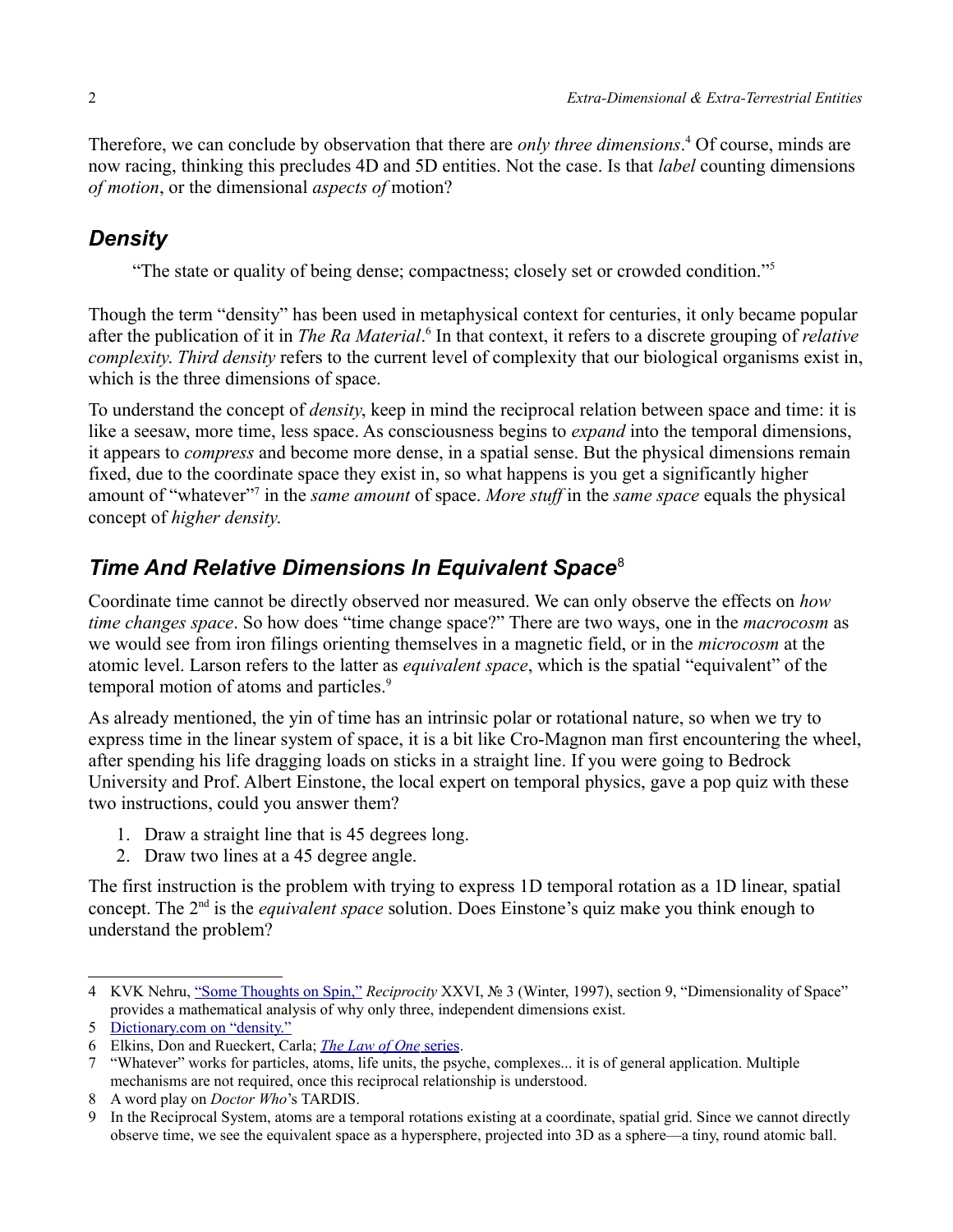Therefore, we can conclude by observation that there are *only three dimensions*.[4] Of course, minds are now racing, thinking this precludes 4D and 5D entities. Not the case. Is that *label* counting dimensions *of motion*, or the dimensional *aspects of* motion?

## *Density*

> "The state or quality of being dense; compactness; closely set or crowded condition."[5]

Though the term "density" has been used in metaphysical context for centuries, it only became popular after the publication of it in *The Ra Material*.[6] In that context, it refers to a discrete grouping of *relative complexity*. *Third density* refers to the current level of complexity that our biological organisms exist in, which is the three dimensions of space.

To understand the concept of *density*, keep in mind the reciprocal relation between space and time: it is like a seesaw, more time, less space. As consciousness begins to *expand* into the temporal dimensions, it appears to *compress* and become more dense, in a spatial sense. But the physical dimensions remain fixed, due to the coordinate space they exist in, so what happens is you get a significantly higher amount of "whatever"[7] in the *same amount* of space. *More stuff* in the *same space* equals the physical concept of *higher density*.

## *Time And Relative Dimensions In Equivalent Space*[8]

Coordinate time cannot be directly observed nor measured. We can only observe the effects on *how time changes space*. So how does "time change space?" There are two ways, one in the *macrocosm* as we would see from iron filings orienting themselves in a magnetic field, or in the *microcosm* at the atomic level. Larson refers to the latter as *equivalent space*, which is the spatial "equivalent" of the temporal motion of atoms and particles.[9]

As already mentioned, the yin of time has an intrinsic polar or rotational nature, so when we try to express time in the linear system of space, it is a bit like Cro-Magnon man first encountering the wheel, after spending his life dragging loads on sticks in a straight line. If you were going to Bedrock University and Prof. Albert Einstone, the local expert on temporal physics, gave a pop quiz with these two instructions, could you answer them?

1. Draw a straight line that is 45 degrees long.
2. Draw two lines at a 45 degree angle.

The first instruction is the problem with trying to express 1D temporal rotation as a 1D linear, spatial concept. The 2nd is the *equivalent space* solution. Does Einstone's quiz make you think enough to understand the problem?

---

4 KVK Nehru, "Some Thoughts on Spin," *Reciprocity* XXVI, № 3 (Winter, 1997), section 9, "Dimensionality of Space" provides a mathematical analysis of why only three, independent dimensions exist.

5 Dictionary.com on "density."

6 Elkins, Don and Rueckert, Carla; *The Law of One* series.

7 "Whatever" works for particles, atoms, life units, the psyche, complexes... it is of general application. Multiple mechanisms are not required, once this reciprocal relationship is understood.

8 A word play on *Doctor Who*'s TARDIS.

9 In the Reciprocal System, atoms are a temporal rotations existing at a coordinate, spatial grid. Since we cannot directly observe time, we see the equivalent space as a hypersphere, projected into 3D as a sphere—a tiny, round atomic ball.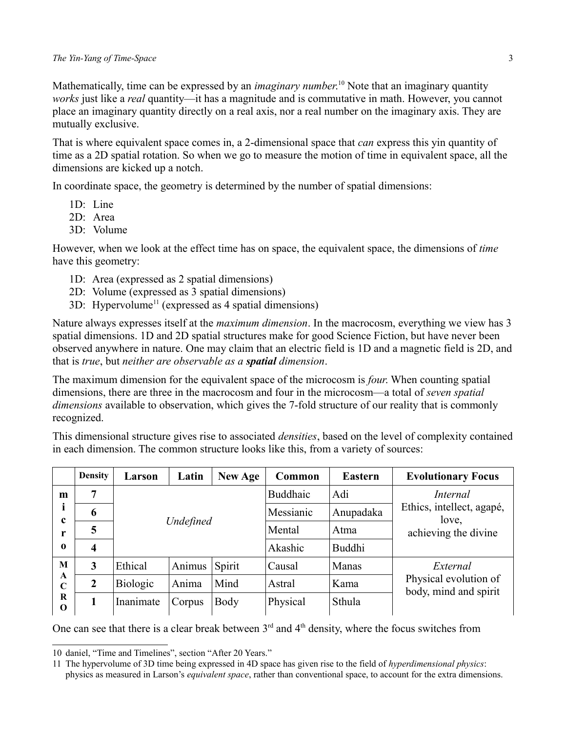Mathematically, time can be expressed by an *imaginary number*.[10] Note that an imaginary quantity *works* just like a *real* quantity—it has a magnitude and is commutative in math. However, you cannot place an imaginary quantity directly on a real axis, nor a real number on the imaginary axis. They are mutually exclusive.

That is where equivalent space comes in, a 2-dimensional space that *can* express this yin quantity of time as a 2D spatial rotation. So when we go to measure the motion of time in equivalent space, all the dimensions are kicked up a notch.

In coordinate space, the geometry is determined by the number of spatial dimensions:

- 1D: Line
- 2D: Area
- 3D: Volume

However, when we look at the effect time has on space, the equivalent space, the dimensions of *time* have this geometry:

- 1D: Area (expressed as 2 spatial dimensions)
- 2D: Volume (expressed as 3 spatial dimensions)
- 3D: Hypervolume[11] (expressed as 4 spatial dimensions)

Nature always expresses itself at the *maximum dimension*. In the macrocosm, everything we view has 3 spatial dimensions. 1D and 2D spatial structures make for good Science Fiction, but have never been observed anywhere in nature. One may claim that an electric field is 1D and a magnetic field is 2D, and that is *true*, but *neither are observable as a **spatial** dimension*.

The maximum dimension for the equivalent space of the microcosm is *four*. When counting spatial dimensions, there are three in the macrocosm and four in the microcosm—a total of *seven spatial dimensions* available to observation, which gives the 7-fold structure of our reality that is commonly recognized.

This dimensional structure gives rise to associated *densities*, based on the level of complexity contained in each dimension. The common structure looks like this, from a variety of sources:

| | Density | Larson | Latin | New Age | Common | Eastern | Evolutionary Focus |
|---|---|---|---|---|---|---|---|
| micro | 7 | *Undefined* | | | Buddhaic | Adi | *Internal* Ethics, intellect, agapé, love, achieving the divine |
| | 6 | | | | Messianic | Anupadaka | |
| | 5 | | | | Mental | Atma | |
| | 4 | | | | Akashic | Buddhi | |
| MACRO | 3 | Ethical | Animus | Spirit | Causal | Manas | *External* Physical evolution of body, mind and spirit |
| | 2 | Biologic | Anima | Mind | Astral | Kama | |
| | 1 | Inanimate | Corpus | Body | Physical | Sthula | |

One can see that there is a clear break between 3rd and 4th density, where the focus switches from

---

10 daniel, "Time and Timelines", section "After 20 Years."

11 The hypervolume of 3D time being expressed in 4D space has given rise to the field of *hyperdimensional physics*: physics as measured in Larson's *equivalent space*, rather than conventional space, to account for the extra dimensions.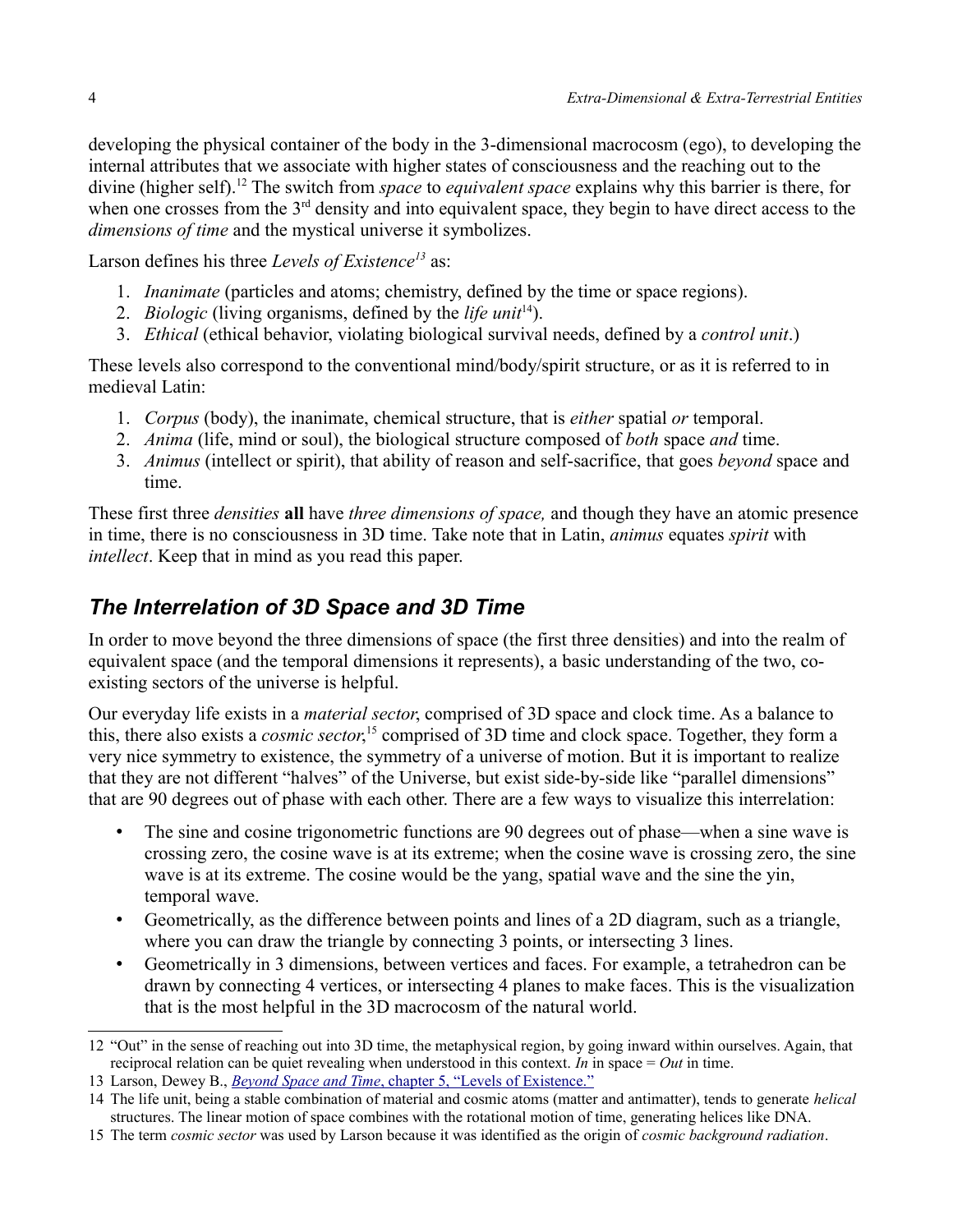developing the physical container of the body in the 3-dimensional macrocosm (ego), to developing the internal attributes that we associate with higher states of consciousness and the reaching out to the divine (higher self).[12] The switch from *space* to *equivalent space* explains why this barrier is there, for when one crosses from the 3rd density and into equivalent space, they begin to have direct access to the *dimensions of time* and the mystical universe it symbolizes.

Larson defines his three *Levels of Existence*[13] as:

1. *Inanimate* (particles and atoms; chemistry, defined by the time or space regions).
2. *Biologic* (living organisms, defined by the *life unit*[14]).
3. *Ethical* (ethical behavior, violating biological survival needs, defined by a *control unit*.)

These levels also correspond to the conventional mind/body/spirit structure, or as it is referred to in medieval Latin:

1. *Corpus* (body), the inanimate, chemical structure, that is *either* spatial *or* temporal.
2. *Anima* (life, mind or soul), the biological structure composed of *both* space *and* time.
3. *Animus* (intellect or spirit), that ability of reason and self-sacrifice, that goes *beyond* space and time.

These first three *densities* **all** have *three dimensions of space,* and though they have an atomic presence in time, there is no consciousness in 3D time. Take note that in Latin, *animus* equates *spirit* with *intellect*. Keep that in mind as you read this paper.

## *The Interrelation of 3D Space and 3D Time*

In order to move beyond the three dimensions of space (the first three densities) and into the realm of equivalent space (and the temporal dimensions it represents), a basic understanding of the two, co-existing sectors of the universe is helpful.

Our everyday life exists in a *material sector*, comprised of 3D space and clock time. As a balance to this, there also exists a *cosmic sector*,[15] comprised of 3D time and clock space. Together, they form a very nice symmetry to existence, the symmetry of a universe of motion. But it is important to realize that they are not different "halves" of the Universe, but exist side-by-side like "parallel dimensions" that are 90 degrees out of phase with each other. There are a few ways to visualize this interrelation:

- The sine and cosine trigonometric functions are 90 degrees out of phase—when a sine wave is crossing zero, the cosine wave is at its extreme; when the cosine wave is crossing zero, the sine wave is at its extreme. The cosine would be the yang, spatial wave and the sine the yin, temporal wave.
- Geometrically, as the difference between points and lines of a 2D diagram, such as a triangle, where you can draw the triangle by connecting 3 points, or intersecting 3 lines.
- Geometrically in 3 dimensions, between vertices and faces. For example, a tetrahedron can be drawn by connecting 4 vertices, or intersecting 4 planes to make faces. This is the visualization that is the most helpful in the 3D macrocosm of the natural world.

---

12 "Out" in the sense of reaching out into 3D time, the metaphysical region, by going inward within ourselves. Again, that reciprocal relation can be quiet revealing when understood in this context. *In* in space = *Out* in time.

13 Larson, Dewey B., *Beyond Space and Time*, chapter 5, "Levels of Existence."

14 The life unit, being a stable combination of material and cosmic atoms (matter and antimatter), tends to generate *helical* structures. The linear motion of space combines with the rotational motion of time, generating helices like DNA.

15 The term *cosmic sector* was used by Larson because it was identified as the origin of *cosmic background radiation*.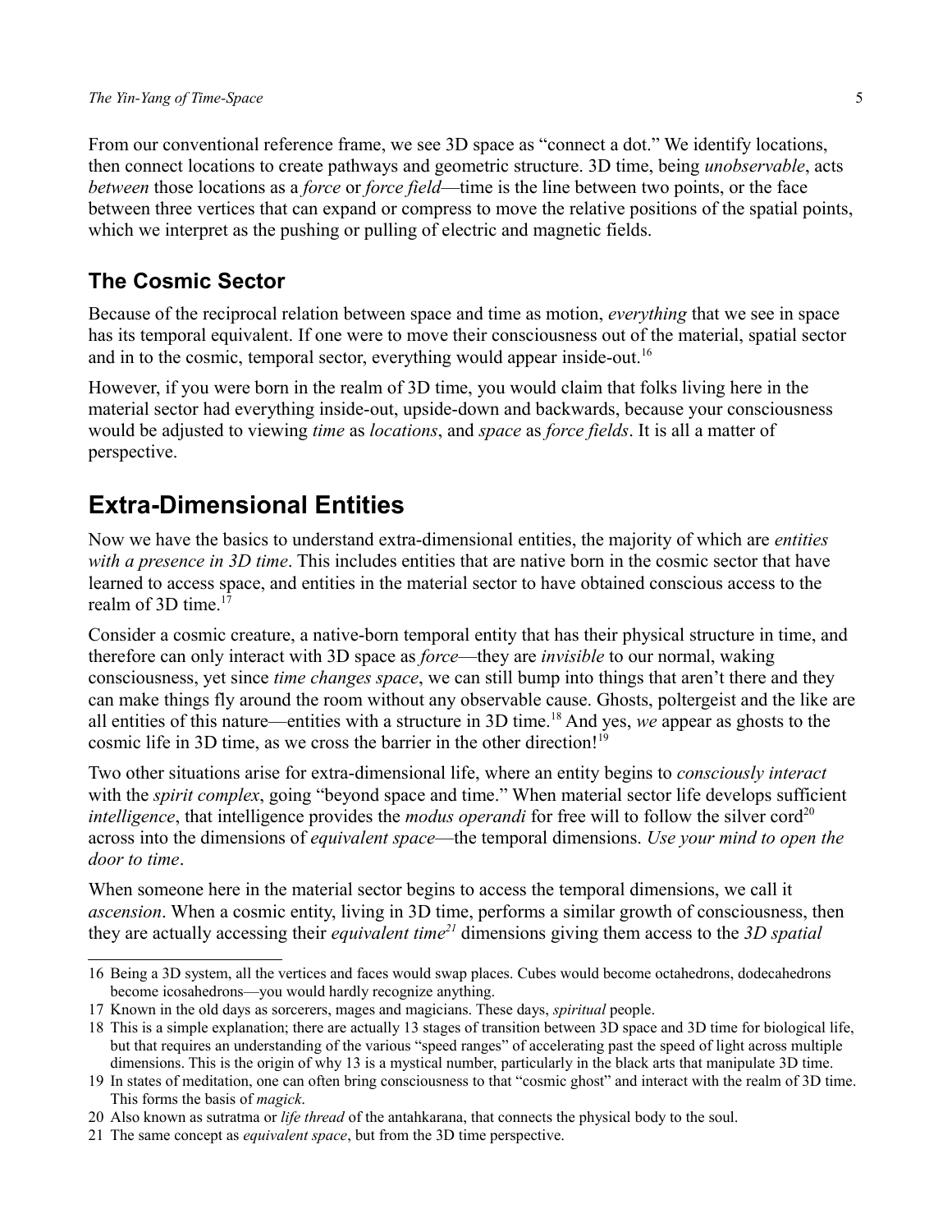From our conventional reference frame, we see 3D space as "connect a dot." We identify locations, then connect locations to create pathways and geometric structure. 3D time, being *unobservable*, acts *between* those locations as a *force* or *force field*—time is the line between two points, or the face between three vertices that can expand or compress to move the relative positions of the spatial points, which we interpret as the pushing or pulling of electric and magnetic fields.

### The Cosmic Sector

Because of the reciprocal relation between space and time as motion, *everything* that we see in space has its temporal equivalent. If one were to move their consciousness out of the material, spatial sector and in to the cosmic, temporal sector, everything would appear inside-out.[16]

However, if you were born in the realm of 3D time, you would claim that folks living here in the material sector had everything inside-out, upside-down and backwards, because your consciousness would be adjusted to viewing *time* as *locations*, and *space* as *force fields*. It is all a matter of perspective.

## Extra-Dimensional Entities

Now we have the basics to understand extra-dimensional entities, the majority of which are *entities with a presence in 3D time*. This includes entities that are native born in the cosmic sector that have learned to access space, and entities in the material sector to have obtained conscious access to the realm of 3D time.[17]

Consider a cosmic creature, a native-born temporal entity that has their physical structure in time, and therefore can only interact with 3D space as *force*—they are *invisible* to our normal, waking consciousness, yet since *time changes space*, we can still bump into things that aren't there and they can make things fly around the room without any observable cause. Ghosts, poltergeist and the like are all entities of this nature—entities with a structure in 3D time.[18] And yes, *we* appear as ghosts to the cosmic life in 3D time, as we cross the barrier in the other direction![19]

Two other situations arise for extra-dimensional life, where an entity begins to *consciously interact* with the *spirit complex*, going "beyond space and time." When material sector life develops sufficient *intelligence*, that intelligence provides the *modus operandi* for free will to follow the silver cord[20] across into the dimensions of *equivalent space*—the temporal dimensions. *Use your mind to open the door to time*.

When someone here in the material sector begins to access the temporal dimensions, we call it *ascension*. When a cosmic entity, living in 3D time, performs a similar growth of consciousness, then they are actually accessing their *equivalent time*[21] dimensions giving them access to the *3D spatial*

---

16 Being a 3D system, all the vertices and faces would swap places. Cubes would become octahedrons, dodecahedrons become icosahedrons—you would hardly recognize anything.

17 Known in the old days as sorcerers, mages and magicians. These days, *spiritual* people.

18 This is a simple explanation; there are actually 13 stages of transition between 3D space and 3D time for biological life, but that requires an understanding of the various "speed ranges" of accelerating past the speed of light across multiple dimensions. This is the origin of why 13 is a mystical number, particularly in the black arts that manipulate 3D time.

19 In states of meditation, one can often bring consciousness to that "cosmic ghost" and interact with the realm of 3D time. This forms the basis of *magick*.

20 Also known as sutratma or *life thread* of the antahkarana, that connects the physical body to the soul.

21 The same concept as *equivalent space*, but from the 3D time perspective.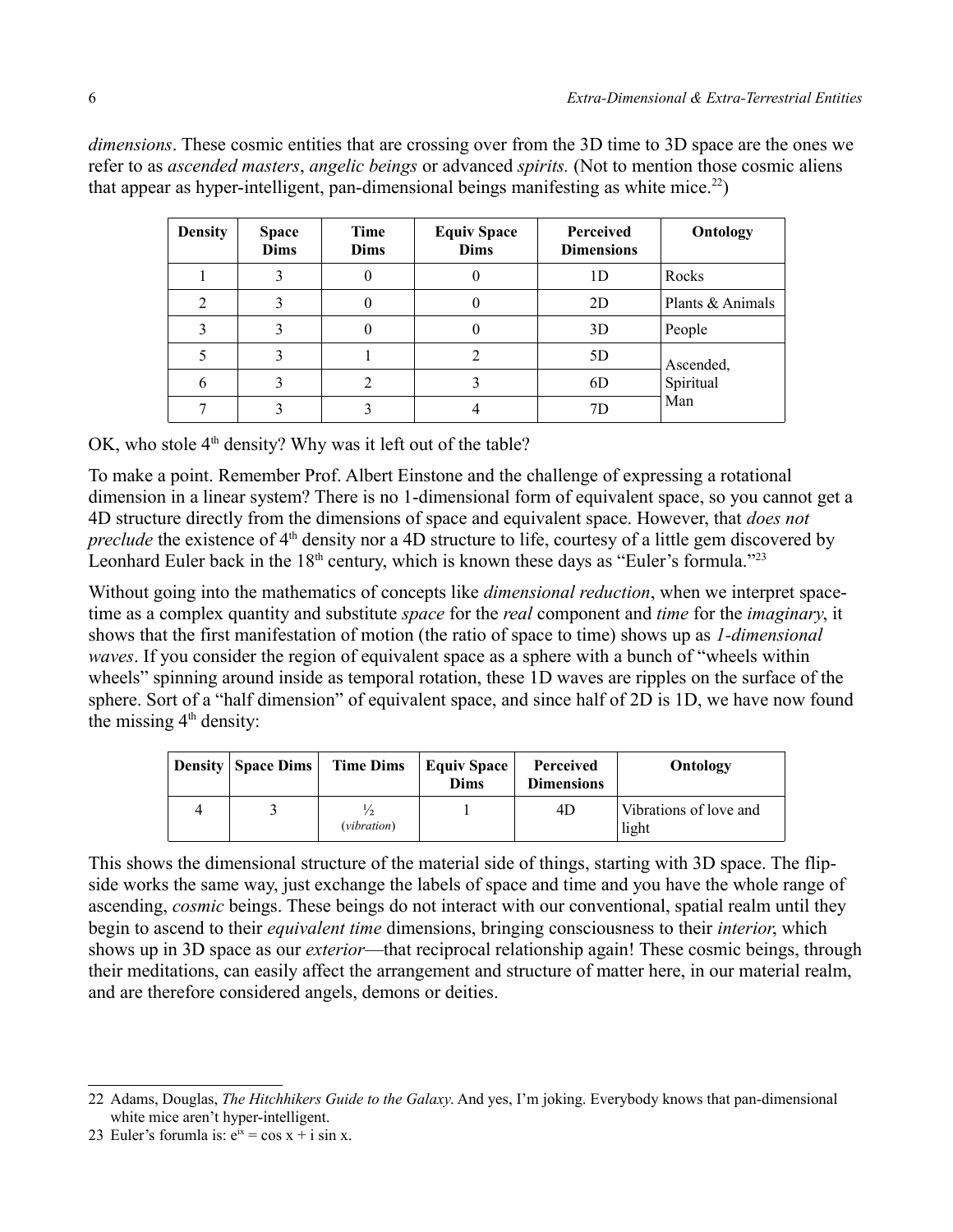*dimensions*. These cosmic entities that are crossing over from the 3D time to 3D space are the ones we refer to as *ascended masters*, *angelic beings* or advanced *spirits.* (Not to mention those cosmic aliens that appear as hyper-intelligent, pan-dimensional beings manifesting as white mice.[22])

| Density | Space Dims | Time Dims | Equiv Space Dims | Perceived Dimensions | Ontology |
|---|---|---|---|---|---|
| 1 | 3 | 0 | 0 | 1D | Rocks |
| 2 | 3 | 0 | 0 | 2D | Plants & Animals |
| 3 | 3 | 0 | 0 | 3D | People |
| 5 | 3 | 1 | 2 | 5D | Ascended, Spiritual Man |
| 6 | 3 | 2 | 3 | 6D | |
| 7 | 3 | 3 | 4 | 7D | |

OK, who stole 4th density? Why was it left out of the table?

To make a point. Remember Prof. Albert Einstone and the challenge of expressing a rotational dimension in a linear system? There is no 1-dimensional form of equivalent space, so you cannot get a 4D structure directly from the dimensions of space and equivalent space. However, that *does not preclude* the existence of 4th density nor a 4D structure to life, courtesy of a little gem discovered by Leonhard Euler back in the 18th century, which is known these days as "Euler's formula."[23]

Without going into the mathematics of concepts like *dimensional reduction*, when we interpret space-time as a complex quantity and substitute *space* for the *real* component and *time* for the *imaginary*, it shows that the first manifestation of motion (the ratio of space to time) shows up as *1-dimensional waves*. If you consider the region of equivalent space as a sphere with a bunch of "wheels within wheels" spinning around inside as temporal rotation, these 1D waves are ripples on the surface of the sphere. Sort of a "half dimension" of equivalent space, and since half of 2D is 1D, we have now found the missing 4th density:

| Density | Space Dims | Time Dims | Equiv Space Dims | Perceived Dimensions | Ontology |
|---|---|---|---|---|---|
| 4 | 3 | ½ (*vibration*) | 1 | 4D | Vibrations of love and light |

This shows the dimensional structure of the material side of things, starting with 3D space. The flip-side works the same way, just exchange the labels of space and time and you have the whole range of ascending, *cosmic* beings. These beings do not interact with our conventional, spatial realm until they begin to ascend to their *equivalent time* dimensions, bringing consciousness to their *interior*, which shows up in 3D space as our *exterior*—that reciprocal relationship again! These cosmic beings, through their meditations, can easily affect the arrangement and structure of matter here, in our material realm, and are therefore considered angels, demons or deities.

---

22 Adams, Douglas, *The Hitchhikers Guide to the Galaxy*. And yes, I'm joking. Everybody knows that pan-dimensional white mice aren't hyper-intelligent.

23 Euler's forumla is: $e^{ix} = \cos x + i \sin x$.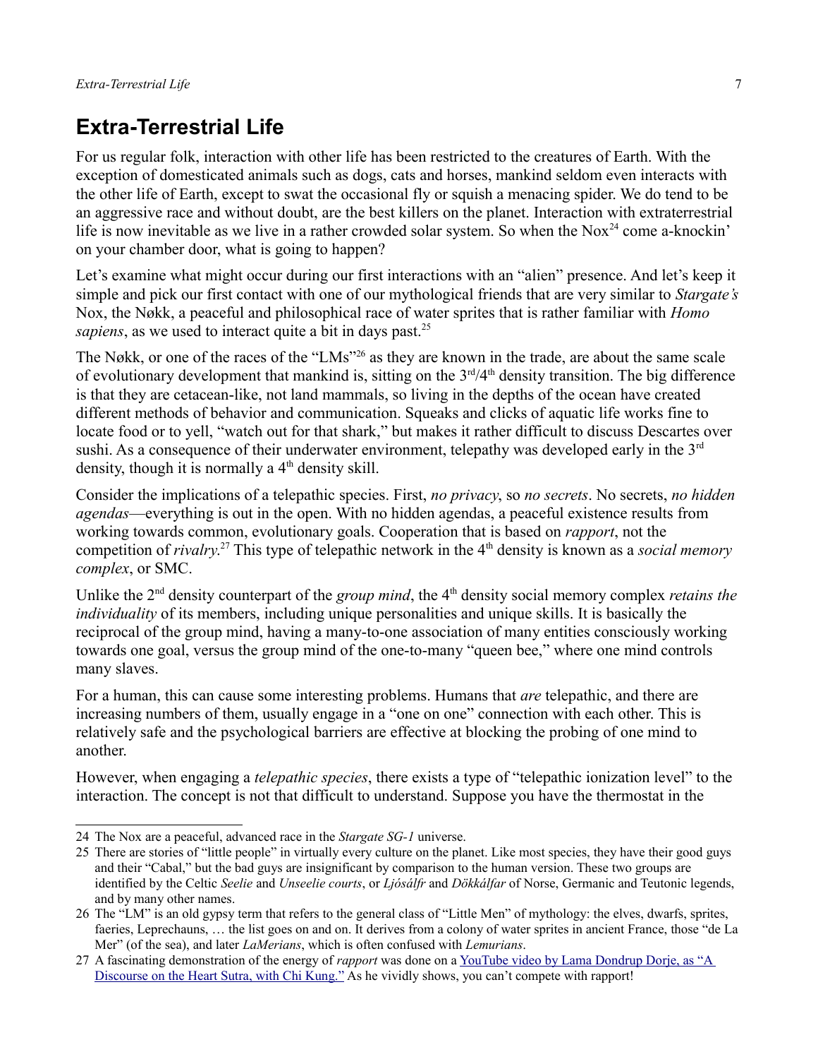# Extra-Terrestrial Life

For us regular folk, interaction with other life has been restricted to the creatures of Earth. With the exception of domesticated animals such as dogs, cats and horses, mankind seldom even interacts with the other life of Earth, except to swat the occasional fly or squish a menacing spider. We do tend to be an aggressive race and without doubt, are the best killers on the planet. Interaction with extraterrestrial life is now inevitable as we live in a rather crowded solar system. So when the Nox[24] come a-knockin' on your chamber door, what is going to happen?

Let's examine what might occur during our first interactions with an "alien" presence. And let's keep it simple and pick our first contact with one of our mythological friends that are very similar to *Stargate's* Nox, the Nøkk, a peaceful and philosophical race of water sprites that is rather familiar with *Homo sapiens*, as we used to interact quite a bit in days past.[25]

The Nøkk, or one of the races of the "LMs"[26] as they are known in the trade, are about the same scale of evolutionary development that mankind is, sitting on the 3rd/4th density transition. The big difference is that they are cetacean-like, not land mammals, so living in the depths of the ocean have created different methods of behavior and communication. Squeaks and clicks of aquatic life works fine to locate food or to yell, "watch out for that shark," but makes it rather difficult to discuss Descartes over sushi. As a consequence of their underwater environment, telepathy was developed early in the 3rd density, though it is normally a 4th density skill.

Consider the implications of a telepathic species. First, *no privacy*, so *no secrets*. No secrets, *no hidden agendas*—everything is out in the open. With no hidden agendas, a peaceful existence results from working towards common, evolutionary goals. Cooperation that is based on *rapport*, not the competition of *rivalry*.[27] This type of telepathic network in the 4th density is known as a *social memory complex*, or SMC.

Unlike the 2nd density counterpart of the *group mind*, the 4th density social memory complex *retains the individuality* of its members, including unique personalities and unique skills. It is basically the reciprocal of the group mind, having a many-to-one association of many entities consciously working towards one goal, versus the group mind of the one-to-many "queen bee," where one mind controls many slaves.

For a human, this can cause some interesting problems. Humans that *are* telepathic, and there are increasing numbers of them, usually engage in a "one on one" connection with each other. This is relatively safe and the psychological barriers are effective at blocking the probing of one mind to another.

However, when engaging a *telepathic species*, there exists a type of "telepathic ionization level" to the interaction. The concept is not that difficult to understand. Suppose you have the thermostat in the

---

24 The Nox are a peaceful, advanced race in the *Stargate SG-1* universe.

25 There are stories of "little people" in virtually every culture on the planet. Like most species, they have their good guys and their "Cabal," but the bad guys are insignificant by comparison to the human version. These two groups are identified by the Celtic *Seelie* and *Unseelie courts*, or *Ljósálfr* and *Dökkálfar* of Norse, Germanic and Teutonic legends, and by many other names.

26 The "LM" is an old gypsy term that refers to the general class of "Little Men" of mythology: the elves, dwarfs, sprites, faeries, Leprechauns, … the list goes on and on. It derives from a colony of water sprites in ancient France, those "de La Mer" (of the sea), and later *LaMerians*, which is often confused with *Lemurians*.

27 A fascinating demonstration of the energy of *rapport* was done on a [YouTube video by Lama Dondrup Dorje, as "A Discourse on the Heart Sutra, with Chi Kung."]() As he vividly shows, you can't compete with rapport!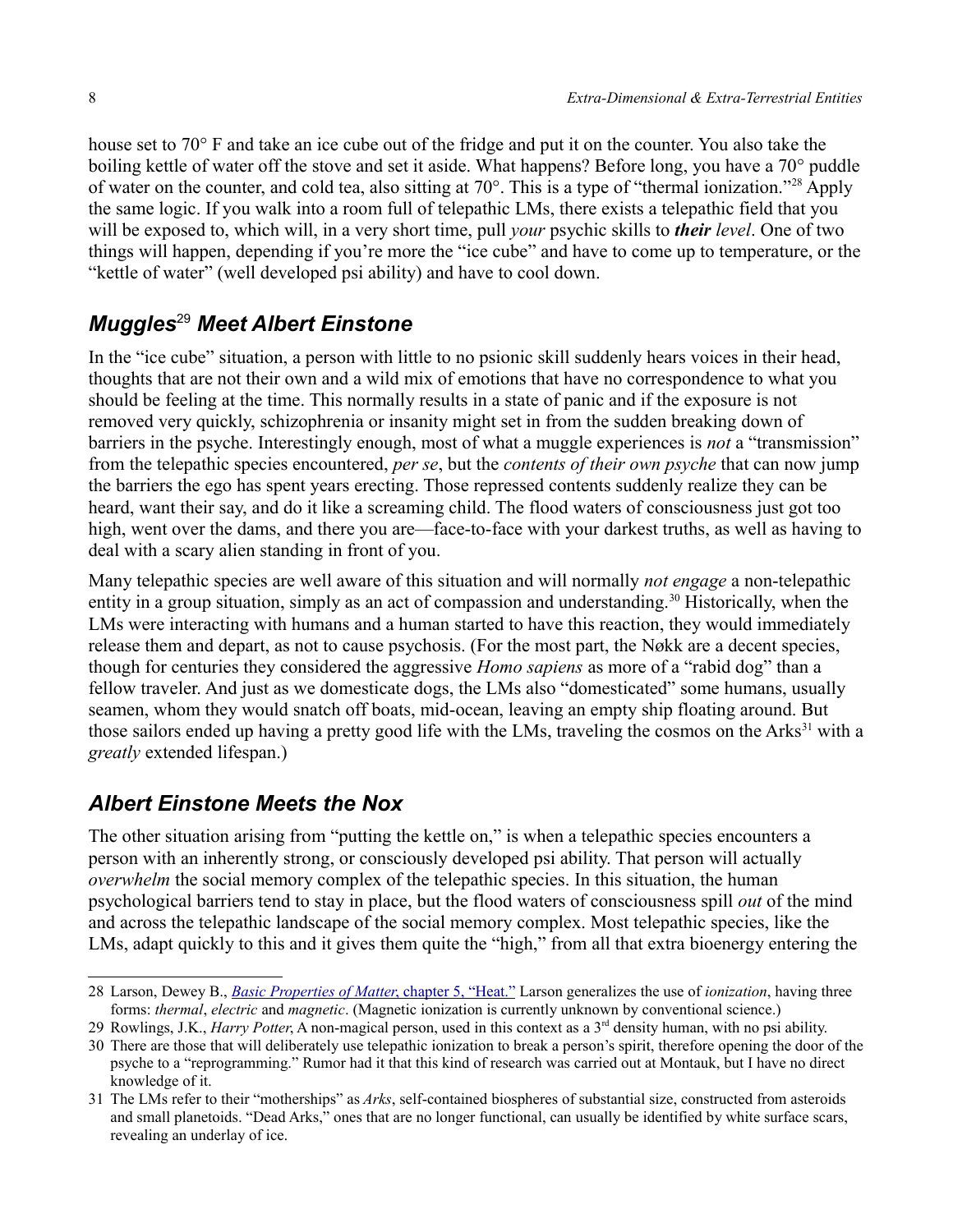house set to 70° F and take an ice cube out of the fridge and put it on the counter. You also take the boiling kettle of water off the stove and set it aside. What happens? Before long, you have a 70° puddle of water on the counter, and cold tea, also sitting at 70°. This is a type of "thermal ionization."[28] Apply the same logic. If you walk into a room full of telepathic LMs, there exists a telepathic field that you will be exposed to, which will, in a very short time, pull *your* psychic skills to ***their*** *level*. One of two things will happen, depending if you're more the "ice cube" and have to come up to temperature, or the "kettle of water" (well developed psi ability) and have to cool down.

## *Muggles*[29] *Meet Albert Einstone*

In the "ice cube" situation, a person with little to no psionic skill suddenly hears voices in their head, thoughts that are not their own and a wild mix of emotions that have no correspondence to what you should be feeling at the time. This normally results in a state of panic and if the exposure is not removed very quickly, schizophrenia or insanity might set in from the sudden breaking down of barriers in the psyche. Interestingly enough, most of what a muggle experiences is *not* a "transmission" from the telepathic species encountered, *per se*, but the *contents of their own psyche* that can now jump the barriers the ego has spent years erecting. Those repressed contents suddenly realize they can be heard, want their say, and do it like a screaming child. The flood waters of consciousness just got too high, went over the dams, and there you are—face-to-face with your darkest truths, as well as having to deal with a scary alien standing in front of you.

Many telepathic species are well aware of this situation and will normally *not engage* a non-telepathic entity in a group situation, simply as an act of compassion and understanding.[30] Historically, when the LMs were interacting with humans and a human started to have this reaction, they would immediately release them and depart, as not to cause psychosis. (For the most part, the Nøkk are a decent species, though for centuries they considered the aggressive *Homo sapiens* as more of a "rabid dog" than a fellow traveler. And just as we domesticate dogs, the LMs also "domesticated" some humans, usually seamen, whom they would snatch off boats, mid-ocean, leaving an empty ship floating around. But those sailors ended up having a pretty good life with the LMs, traveling the cosmos on the Arks[31] with a *greatly* extended lifespan.)

## *Albert Einstone Meets the Nox*

The other situation arising from "putting the kettle on," is when a telepathic species encounters a person with an inherently strong, or consciously developed psi ability. That person will actually *overwhelm* the social memory complex of the telepathic species. In this situation, the human psychological barriers tend to stay in place, but the flood waters of consciousness spill *out* of the mind and across the telepathic landscape of the social memory complex. Most telepathic species, like the LMs, adapt quickly to this and it gives them quite the "high," from all that extra bioenergy entering the

---

28 Larson, Dewey B., *Basic Properties of Matter*, chapter 5, "Heat." Larson generalizes the use of *ionization*, having three forms: *thermal*, *electric* and *magnetic*. (Magnetic ionization is currently unknown by conventional science.)

29 Rowlings, J.K., *Harry Potter*, A non-magical person, used in this context as a 3rd density human, with no psi ability.

30 There are those that will deliberately use telepathic ionization to break a person's spirit, therefore opening the door of the psyche to a "reprogramming." Rumor had it that this kind of research was carried out at Montauk, but I have no direct knowledge of it.

31 The LMs refer to their "motherships" as *Arks*, self-contained biospheres of substantial size, constructed from asteroids and small planetoids. "Dead Arks," ones that are no longer functional, can usually be identified by white surface scars, revealing an underlay of ice.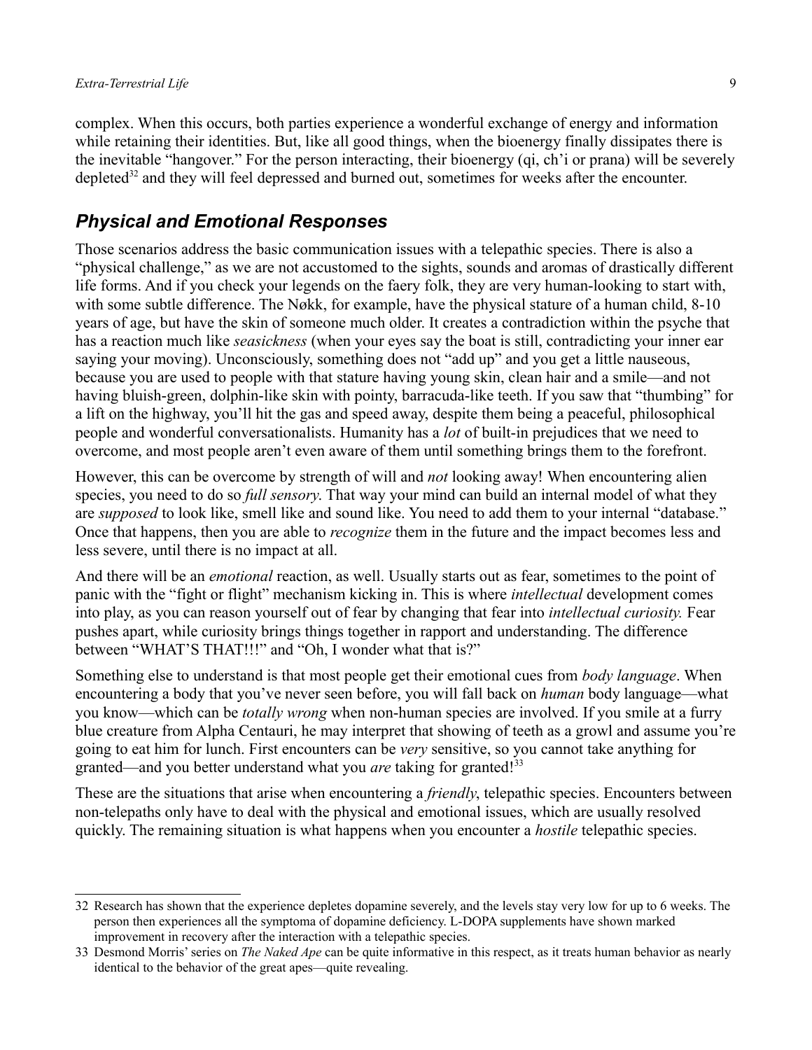complex. When this occurs, both parties experience a wonderful exchange of energy and information while retaining their identities. But, like all good things, when the bioenergy finally dissipates there is the inevitable "hangover." For the person interacting, their bioenergy (qi, ch'i or prana) will be severely depleted[32] and they will feel depressed and burned out, sometimes for weeks after the encounter.

## *Physical and Emotional Responses*

Those scenarios address the basic communication issues with a telepathic species. There is also a "physical challenge," as we are not accustomed to the sights, sounds and aromas of drastically different life forms. And if you check your legends on the faery folk, they are very human-looking to start with, with some subtle difference. The Nøkk, for example, have the physical stature of a human child, 8-10 years of age, but have the skin of someone much older. It creates a contradiction within the psyche that has a reaction much like *seasickness* (when your eyes say the boat is still, contradicting your inner ear saying your moving). Unconsciously, something does not "add up" and you get a little nauseous, because you are used to people with that stature having young skin, clean hair and a smile—and not having bluish-green, dolphin-like skin with pointy, barracuda-like teeth. If you saw that "thumbing" for a lift on the highway, you'll hit the gas and speed away, despite them being a peaceful, philosophical people and wonderful conversationalists. Humanity has a *lot* of built-in prejudices that we need to overcome, and most people aren't even aware of them until something brings them to the forefront.

However, this can be overcome by strength of will and *not* looking away! When encountering alien species, you need to do so *full sensory*. That way your mind can build an internal model of what they are *supposed* to look like, smell like and sound like. You need to add them to your internal "database." Once that happens, then you are able to *recognize* them in the future and the impact becomes less and less severe, until there is no impact at all.

And there will be an *emotional* reaction, as well. Usually starts out as fear, sometimes to the point of panic with the "fight or flight" mechanism kicking in. This is where *intellectual* development comes into play, as you can reason yourself out of fear by changing that fear into *intellectual curiosity.* Fear pushes apart, while curiosity brings things together in rapport and understanding. The difference between "WHAT'S THAT!!!" and "Oh, I wonder what that is?"

Something else to understand is that most people get their emotional cues from *body language*. When encountering a body that you've never seen before, you will fall back on *human* body language—what you know—which can be *totally wrong* when non-human species are involved. If you smile at a furry blue creature from Alpha Centauri, he may interpret that showing of teeth as a growl and assume you're going to eat him for lunch. First encounters can be *very* sensitive, so you cannot take anything for granted—and you better understand what you *are* taking for granted![33]

These are the situations that arise when encountering a *friendly*, telepathic species. Encounters between non-telepaths only have to deal with the physical and emotional issues, which are usually resolved quickly. The remaining situation is what happens when you encounter a *hostile* telepathic species.

---

32 Research has shown that the experience depletes dopamine severely, and the levels stay very low for up to 6 weeks. The person then experiences all the symptoma of dopamine deficiency. L-DOPA supplements have shown marked improvement in recovery after the interaction with a telepathic species.

33 Desmond Morris' series on *The Naked Ape* can be quite informative in this respect, as it treats human behavior as nearly identical to the behavior of the great apes—quite revealing.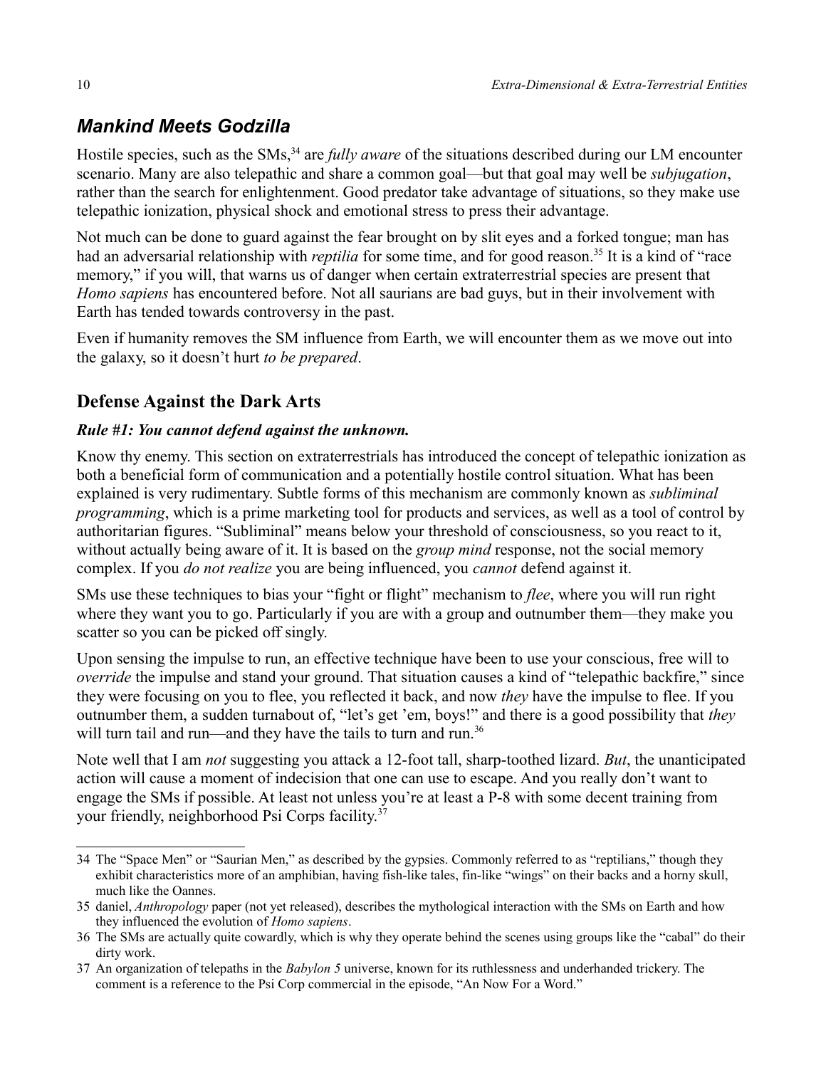## *Mankind Meets Godzilla*

Hostile species, such as the SMs,[34] are *fully aware* of the situations described during our LM encounter scenario. Many are also telepathic and share a common goal—but that goal may well be *subjugation*, rather than the search for enlightenment. Good predator take advantage of situations, so they make use telepathic ionization, physical shock and emotional stress to press their advantage.

Not much can be done to guard against the fear brought on by slit eyes and a forked tongue; man has had an adversarial relationship with *reptilia* for some time, and for good reason.[35] It is a kind of "race memory," if you will, that warns us of danger when certain extraterrestrial species are present that *Homo sapiens* has encountered before. Not all saurians are bad guys, but in their involvement with Earth has tended towards controversy in the past.

Even if humanity removes the SM influence from Earth, we will encounter them as we move out into the galaxy, so it doesn't hurt *to be prepared*.

### Defense Against the Dark Arts

***Rule #1: You cannot defend against the unknown.***

Know thy enemy. This section on extraterrestrials has introduced the concept of telepathic ionization as both a beneficial form of communication and a potentially hostile control situation. What has been explained is very rudimentary. Subtle forms of this mechanism are commonly known as *subliminal programming*, which is a prime marketing tool for products and services, as well as a tool of control by authoritarian figures. "Subliminal" means below your threshold of consciousness, so you react to it, without actually being aware of it. It is based on the *group mind* response, not the social memory complex. If you *do not realize* you are being influenced, you *cannot* defend against it.

SMs use these techniques to bias your "fight or flight" mechanism to *flee*, where you will run right where they want you to go. Particularly if you are with a group and outnumber them—they make you scatter so you can be picked off singly.

Upon sensing the impulse to run, an effective technique have been to use your conscious, free will to *override* the impulse and stand your ground. That situation causes a kind of "telepathic backfire," since they were focusing on you to flee, you reflected it back, and now *they* have the impulse to flee. If you outnumber them, a sudden turnabout of, "let's get 'em, boys!" and there is a good possibility that *they* will turn tail and run—and they have the tails to turn and run.[36]

Note well that I am *not* suggesting you attack a 12-foot tall, sharp-toothed lizard. *But*, the unanticipated action will cause a moment of indecision that one can use to escape. And you really don't want to engage the SMs if possible. At least not unless you're at least a P-8 with some decent training from your friendly, neighborhood Psi Corps facility.[37]

---

34 The "Space Men" or "Saurian Men," as described by the gypsies. Commonly referred to as "reptilians," though they exhibit characteristics more of an amphibian, having fish-like tales, fin-like "wings" on their backs and a horny skull, much like the Oannes.

35 daniel, *Anthropology* paper (not yet released), describes the mythological interaction with the SMs on Earth and how they influenced the evolution of *Homo sapiens*.

36 The SMs are actually quite cowardly, which is why they operate behind the scenes using groups like the "cabal" do their dirty work.

37 An organization of telepaths in the *Babylon 5* universe, known for its ruthlessness and underhanded trickery. The comment is a reference to the Psi Corp commercial in the episode, "An Now For a Word."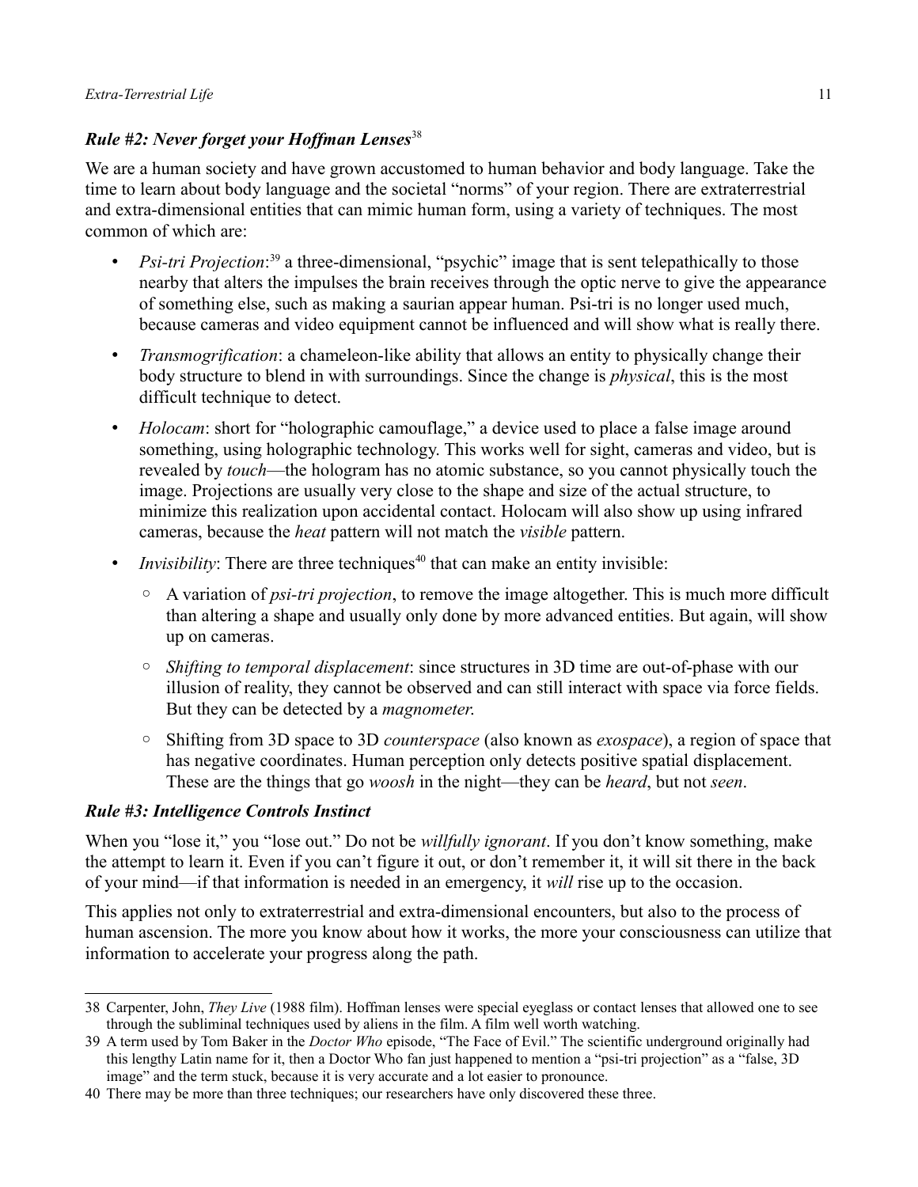### ***Rule #2: Never forget your Hoffman Lenses***[38]

We are a human society and have grown accustomed to human behavior and body language. Take the time to learn about body language and the societal "norms" of your region. There are extraterrestrial and extra-dimensional entities that can mimic human form, using a variety of techniques. The most common of which are:

- *Psi-tri Projection*:[39] a three-dimensional, "psychic" image that is sent telepathically to those nearby that alters the impulses the brain receives through the optic nerve to give the appearance of something else, such as making a saurian appear human. Psi-tri is no longer used much, because cameras and video equipment cannot be influenced and will show what is really there.
- *Transmogrification*: a chameleon-like ability that allows an entity to physically change their body structure to blend in with surroundings. Since the change is *physical*, this is the most difficult technique to detect.
- *Holocam*: short for "holographic camouflage," a device used to place a false image around something, using holographic technology. This works well for sight, cameras and video, but is revealed by *touch*—the hologram has no atomic substance, so you cannot physically touch the image. Projections are usually very close to the shape and size of the actual structure, to minimize this realization upon accidental contact. Holocam will also show up using infrared cameras, because the *heat* pattern will not match the *visible* pattern.
- *Invisibility*: There are three techniques[40] that can make an entity invisible:
  - A variation of *psi-tri projection*, to remove the image altogether. This is much more difficult than altering a shape and usually only done by more advanced entities. But again, will show up on cameras.
  - *Shifting to temporal displacement*: since structures in 3D time are out-of-phase with our illusion of reality, they cannot be observed and can still interact with space via force fields. But they can be detected by a *magnometer*.
  - Shifting from 3D space to 3D *counterspace* (also known as *exospace*), a region of space that has negative coordinates. Human perception only detects positive spatial displacement. These are the things that go *woosh* in the night—they can be *heard*, but not *seen*.

### ***Rule #3: Intelligence Controls Instinct***

When you "lose it," you "lose out." Do not be *willfully ignorant*. If you don't know something, make the attempt to learn it. Even if you can't figure it out, or don't remember it, it will sit there in the back of your mind—if that information is needed in an emergency, it *will* rise up to the occasion.

This applies not only to extraterrestrial and extra-dimensional encounters, but also to the process of human ascension. The more you know about how it works, the more your consciousness can utilize that information to accelerate your progress along the path.

---

38 Carpenter, John, *They Live* (1988 film). Hoffman lenses were special eyeglass or contact lenses that allowed one to see through the subliminal techniques used by aliens in the film. A film well worth watching.

39 A term used by Tom Baker in the *Doctor Who* episode, "The Face of Evil." The scientific underground originally had this lengthy Latin name for it, then a Doctor Who fan just happened to mention a "psi-tri projection" as a "false, 3D image" and the term stuck, because it is very accurate and a lot easier to pronounce.

40 There may be more than three techniques; our researchers have only discovered these three.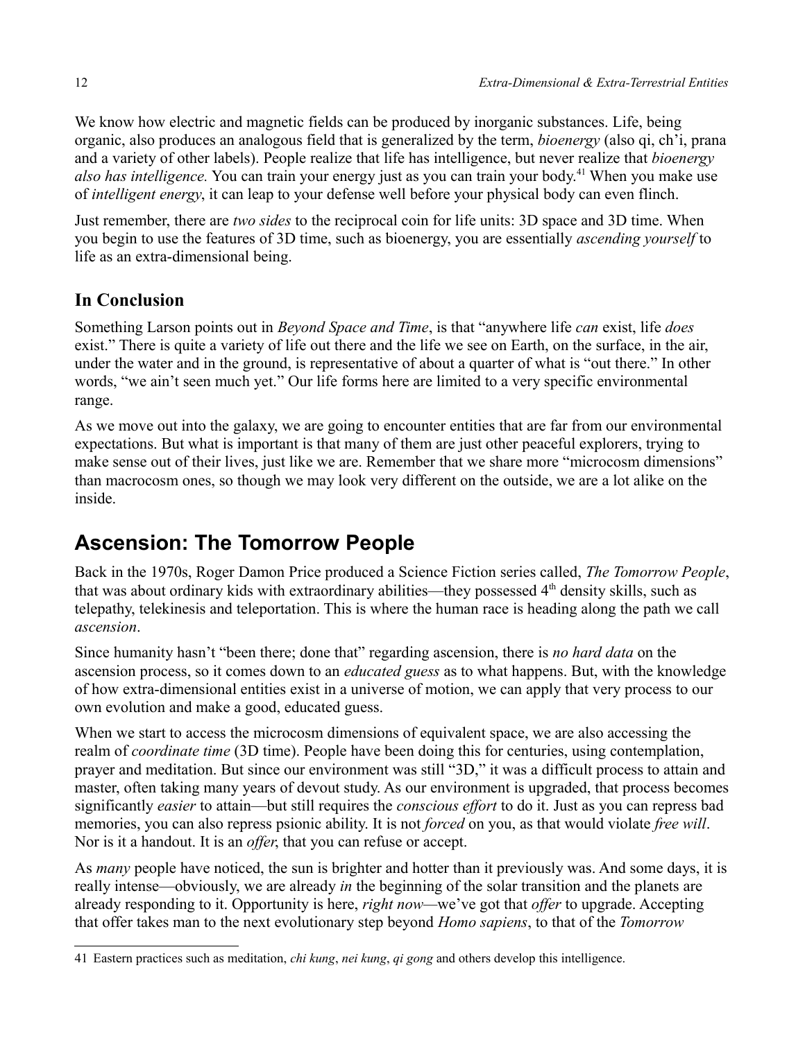We know how electric and magnetic fields can be produced by inorganic substances. Life, being organic, also produces an analogous field that is generalized by the term, *bioenergy* (also qi, ch'i, prana and a variety of other labels). People realize that life has intelligence, but never realize that *bioenergy also has intelligence.* You can train your energy just as you can train your body.[41] When you make use of *intelligent energy*, it can leap to your defense well before your physical body can even flinch.

Just remember, there are *two sides* to the reciprocal coin for life units: 3D space and 3D time. When you begin to use the features of 3D time, such as bioenergy, you are essentially *ascending yourself* to life as an extra-dimensional being.

### In Conclusion

Something Larson points out in *Beyond Space and Time*, is that "anywhere life *can* exist, life *does* exist." There is quite a variety of life out there and the life we see on Earth, on the surface, in the air, under the water and in the ground, is representative of about a quarter of what is "out there." In other words, "we ain't seen much yet." Our life forms here are limited to a very specific environmental range.

As we move out into the galaxy, we are going to encounter entities that are far from our environmental expectations. But what is important is that many of them are just other peaceful explorers, trying to make sense out of their lives, just like we are. Remember that we share more "microcosm dimensions" than macrocosm ones, so though we may look very different on the outside, we are a lot alike on the inside.

## Ascension: The Tomorrow People

Back in the 1970s, Roger Damon Price produced a Science Fiction series called, *The Tomorrow People*, that was about ordinary kids with extraordinary abilities—they possessed 4th density skills, such as telepathy, telekinesis and teleportation. This is where the human race is heading along the path we call *ascension*.

Since humanity hasn't "been there; done that" regarding ascension, there is *no hard data* on the ascension process, so it comes down to an *educated guess* as to what happens. But, with the knowledge of how extra-dimensional entities exist in a universe of motion, we can apply that very process to our own evolution and make a good, educated guess.

When we start to access the microcosm dimensions of equivalent space, we are also accessing the realm of *coordinate time* (3D time). People have been doing this for centuries, using contemplation, prayer and meditation. But since our environment was still "3D," it was a difficult process to attain and master, often taking many years of devout study. As our environment is upgraded, that process becomes significantly *easier* to attain—but still requires the *conscious effort* to do it. Just as you can repress bad memories, you can also repress psionic ability. It is not *forced* on you, as that would violate *free will*. Nor is it a handout. It is an *offer*, that you can refuse or accept.

As *many* people have noticed, the sun is brighter and hotter than it previously was. And some days, it is really intense—obviously, we are already *in* the beginning of the solar transition and the planets are already responding to it. Opportunity is here, *right now*—we've got that *offer* to upgrade. Accepting that offer takes man to the next evolutionary step beyond *Homo sapiens*, to that of the *Tomorrow*

---

41 Eastern practices such as meditation, *chi kung*, *nei kung*, *qi gong* and others develop this intelligence.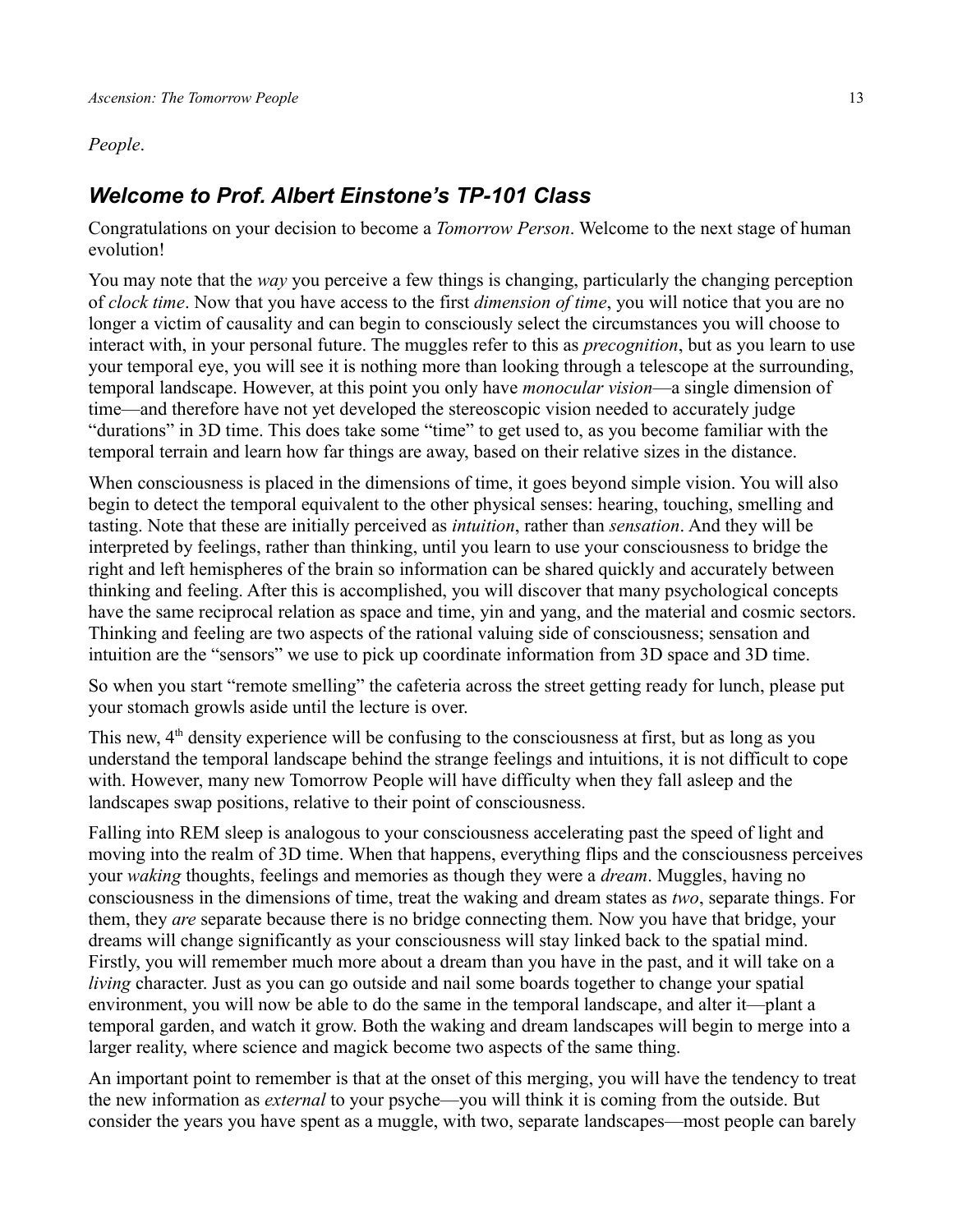*People*.

## ***Welcome to Prof. Albert Einstone's TP-101 Class***

Congratulations on your decision to become a *Tomorrow Person*. Welcome to the next stage of human evolution!

You may note that the *way* you perceive a few things is changing, particularly the changing perception of *clock time*. Now that you have access to the first *dimension of time*, you will notice that you are no longer a victim of causality and can begin to consciously select the circumstances you will choose to interact with, in your personal future. The muggles refer to this as *precognition*, but as you learn to use your temporal eye, you will see it is nothing more than looking through a telescope at the surrounding, temporal landscape. However, at this point you only have *monocular vision*—a single dimension of time—and therefore have not yet developed the stereoscopic vision needed to accurately judge "durations" in 3D time. This does take some "time" to get used to, as you become familiar with the temporal terrain and learn how far things are away, based on their relative sizes in the distance.

When consciousness is placed in the dimensions of time, it goes beyond simple vision. You will also begin to detect the temporal equivalent to the other physical senses: hearing, touching, smelling and tasting. Note that these are initially perceived as *intuition*, rather than *sensation*. And they will be interpreted by feelings, rather than thinking, until you learn to use your consciousness to bridge the right and left hemispheres of the brain so information can be shared quickly and accurately between thinking and feeling. After this is accomplished, you will discover that many psychological concepts have the same reciprocal relation as space and time, yin and yang, and the material and cosmic sectors. Thinking and feeling are two aspects of the rational valuing side of consciousness; sensation and intuition are the "sensors" we use to pick up coordinate information from 3D space and 3D time.

So when you start "remote smelling" the cafeteria across the street getting ready for lunch, please put your stomach growls aside until the lecture is over.

This new, 4th density experience will be confusing to the consciousness at first, but as long as you understand the temporal landscape behind the strange feelings and intuitions, it is not difficult to cope with. However, many new Tomorrow People will have difficulty when they fall asleep and the landscapes swap positions, relative to their point of consciousness.

Falling into REM sleep is analogous to your consciousness accelerating past the speed of light and moving into the realm of 3D time. When that happens, everything flips and the consciousness perceives your *waking* thoughts, feelings and memories as though they were a *dream*. Muggles, having no consciousness in the dimensions of time, treat the waking and dream states as *two*, separate things. For them, they *are* separate because there is no bridge connecting them. Now you have that bridge, your dreams will change significantly as your consciousness will stay linked back to the spatial mind. Firstly, you will remember much more about a dream than you have in the past, and it will take on a *living* character. Just as you can go outside and nail some boards together to change your spatial environment, you will now be able to do the same in the temporal landscape, and alter it—plant a temporal garden, and watch it grow. Both the waking and dream landscapes will begin to merge into a larger reality, where science and magick become two aspects of the same thing.

An important point to remember is that at the onset of this merging, you will have the tendency to treat the new information as *external* to your psyche—you will think it is coming from the outside. But consider the years you have spent as a muggle, with two, separate landscapes—most people can barely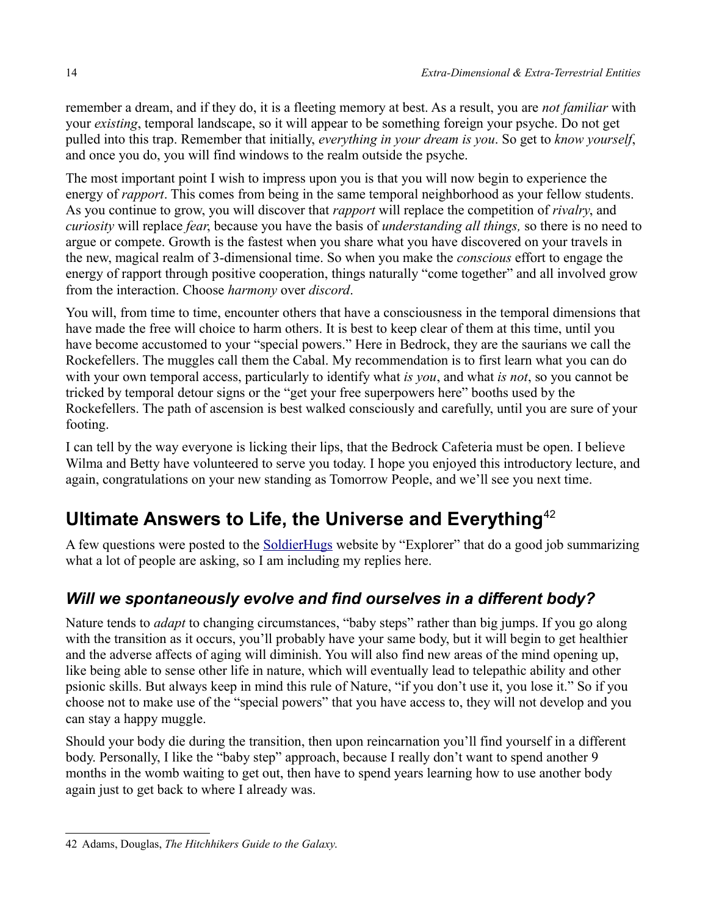remember a dream, and if they do, it is a fleeting memory at best. As a result, you are *not familiar* with your *existing*, temporal landscape, so it will appear to be something foreign your psyche. Do not get pulled into this trap. Remember that initially, *everything in your dream is you*. So get to *know yourself*, and once you do, you will find windows to the realm outside the psyche.

The most important point I wish to impress upon you is that you will now begin to experience the energy of *rapport*. This comes from being in the same temporal neighborhood as your fellow students. As you continue to grow, you will discover that *rapport* will replace the competition of *rivalry*, and *curiosity* will replace *fear*, because you have the basis of *understanding all things,* so there is no need to argue or compete. Growth is the fastest when you share what you have discovered on your travels in the new, magical realm of 3-dimensional time. So when you make the *conscious* effort to engage the energy of rapport through positive cooperation, things naturally "come together" and all involved grow from the interaction. Choose *harmony* over *discord*.

You will, from time to time, encounter others that have a consciousness in the temporal dimensions that have made the free will choice to harm others. It is best to keep clear of them at this time, until you have become accustomed to your "special powers." Here in Bedrock, they are the saurians we call the Rockefellers. The muggles call them the Cabal. My recommendation is to first learn what you can do with your own temporal access, particularly to identify what *is you*, and what *is not*, so you cannot be tricked by temporal detour signs or the "get your free superpowers here" booths used by the Rockefellers. The path of ascension is best walked consciously and carefully, until you are sure of your footing.

I can tell by the way everyone is licking their lips, that the Bedrock Cafeteria must be open. I believe Wilma and Betty have volunteered to serve you today. I hope you enjoyed this introductory lecture, and again, congratulations on your new standing as Tomorrow People, and we'll see you next time.

## Ultimate Answers to Life, the Universe and Everything[42]

A few questions were posted to the SoldierHugs website by "Explorer" that do a good job summarizing what a lot of people are asking, so I am including my replies here.

### *Will we spontaneously evolve and find ourselves in a different body?*

Nature tends to *adapt* to changing circumstances, "baby steps" rather than big jumps. If you go along with the transition as it occurs, you'll probably have your same body, but it will begin to get healthier and the adverse affects of aging will diminish. You will also find new areas of the mind opening up, like being able to sense other life in nature, which will eventually lead to telepathic ability and other psionic skills. But always keep in mind this rule of Nature, "if you don't use it, you lose it." So if you choose not to make use of the "special powers" that you have access to, they will not develop and you can stay a happy muggle.

Should your body die during the transition, then upon reincarnation you'll find yourself in a different body. Personally, I like the "baby step" approach, because I really don't want to spend another 9 months in the womb waiting to get out, then have to spend years learning how to use another body again just to get back to where I already was.

---

42 Adams, Douglas, *The Hitchhikers Guide to the Galaxy.*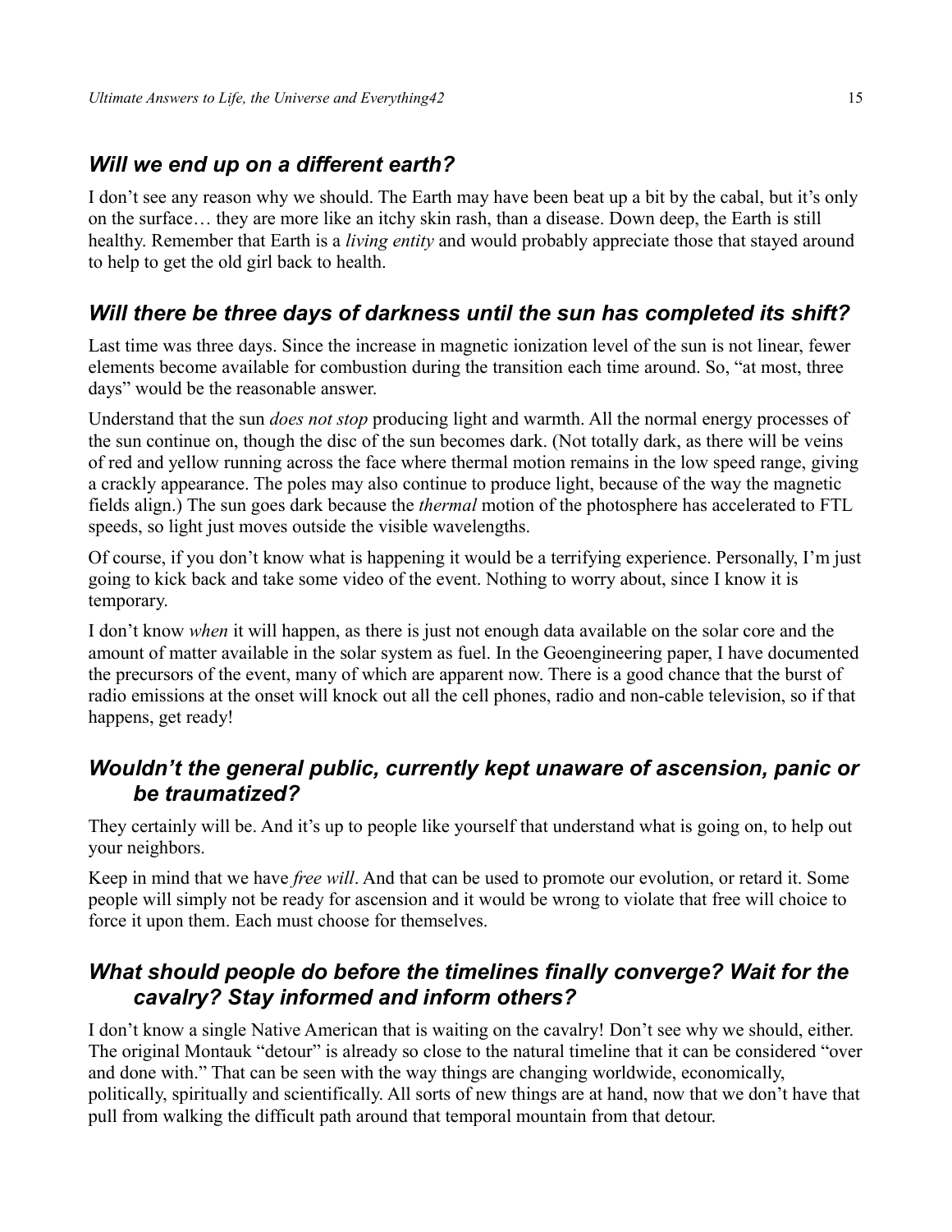### *Will we end up on a different earth?*

I don't see any reason why we should. The Earth may have been beat up a bit by the cabal, but it's only on the surface… they are more like an itchy skin rash, than a disease. Down deep, the Earth is still healthy. Remember that Earth is a *living entity* and would probably appreciate those that stayed around to help to get the old girl back to health.

### *Will there be three days of darkness until the sun has completed its shift?*

Last time was three days. Since the increase in magnetic ionization level of the sun is not linear, fewer elements become available for combustion during the transition each time around. So, "at most, three days" would be the reasonable answer.

Understand that the sun *does not stop* producing light and warmth. All the normal energy processes of the sun continue on, though the disc of the sun becomes dark. (Not totally dark, as there will be veins of red and yellow running across the face where thermal motion remains in the low speed range, giving a crackly appearance. The poles may also continue to produce light, because of the way the magnetic fields align.) The sun goes dark because the *thermal* motion of the photosphere has accelerated to FTL speeds, so light just moves outside the visible wavelengths.

Of course, if you don't know what is happening it would be a terrifying experience. Personally, I'm just going to kick back and take some video of the event. Nothing to worry about, since I know it is temporary.

I don't know *when* it will happen, as there is just not enough data available on the solar core and the amount of matter available in the solar system as fuel. In the Geoengineering paper, I have documented the precursors of the event, many of which are apparent now. There is a good chance that the burst of radio emissions at the onset will knock out all the cell phones, radio and non-cable television, so if that happens, get ready!

### *Wouldn't the general public, currently kept unaware of ascension, panic or be traumatized?*

They certainly will be. And it's up to people like yourself that understand what is going on, to help out your neighbors.

Keep in mind that we have *free will*. And that can be used to promote our evolution, or retard it. Some people will simply not be ready for ascension and it would be wrong to violate that free will choice to force it upon them. Each must choose for themselves.

### *What should people do before the timelines finally converge? Wait for the cavalry? Stay informed and inform others?*

I don't know a single Native American that is waiting on the cavalry! Don't see why we should, either. The original Montauk "detour" is already so close to the natural timeline that it can be considered "over and done with." That can be seen with the way things are changing worldwide, economically, politically, spiritually and scientifically. All sorts of new things are at hand, now that we don't have that pull from walking the difficult path around that temporal mountain from that detour.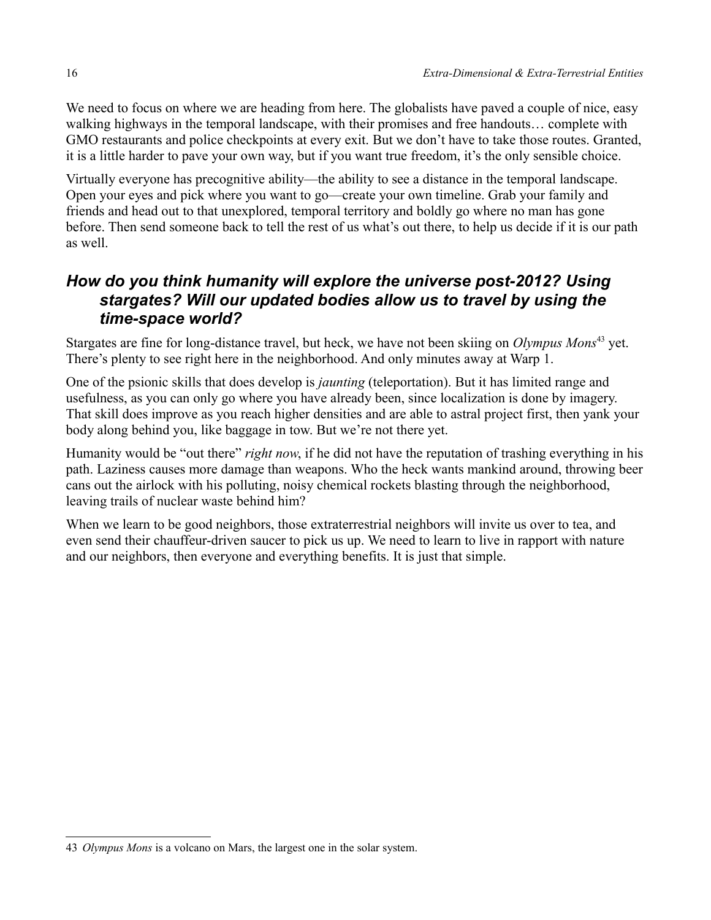We need to focus on where we are heading from here. The globalists have paved a couple of nice, easy walking highways in the temporal landscape, with their promises and free handouts… complete with GMO restaurants and police checkpoints at every exit. But we don't have to take those routes. Granted, it is a little harder to pave your own way, but if you want true freedom, it's the only sensible choice.

Virtually everyone has precognitive ability—the ability to see a distance in the temporal landscape. Open your eyes and pick where you want to go—create your own timeline. Grab your family and friends and head out to that unexplored, temporal territory and boldly go where no man has gone before. Then send someone back to tell the rest of us what's out there, to help us decide if it is our path as well.

### *How do you think humanity will explore the universe post-2012? Using stargates? Will our updated bodies allow us to travel by using the time-space world?*

Stargates are fine for long-distance travel, but heck, we have not been skiing on *Olympus Mons*[43] yet. There's plenty to see right here in the neighborhood. And only minutes away at Warp 1.

One of the psionic skills that does develop is *jaunting* (teleportation). But it has limited range and usefulness, as you can only go where you have already been, since localization is done by imagery. That skill does improve as you reach higher densities and are able to astral project first, then yank your body along behind you, like baggage in tow. But we're not there yet.

Humanity would be "out there" *right now*, if he did not have the reputation of trashing everything in his path. Laziness causes more damage than weapons. Who the heck wants mankind around, throwing beer cans out the airlock with his polluting, noisy chemical rockets blasting through the neighborhood, leaving trails of nuclear waste behind him?

When we learn to be good neighbors, those extraterrestrial neighbors will invite us over to tea, and even send their chauffeur-driven saucer to pick us up. We need to learn to live in rapport with nature and our neighbors, then everyone and everything benefits. It is just that simple.

---

43 *Olympus Mons* is a volcano on Mars, the largest one in the solar system.